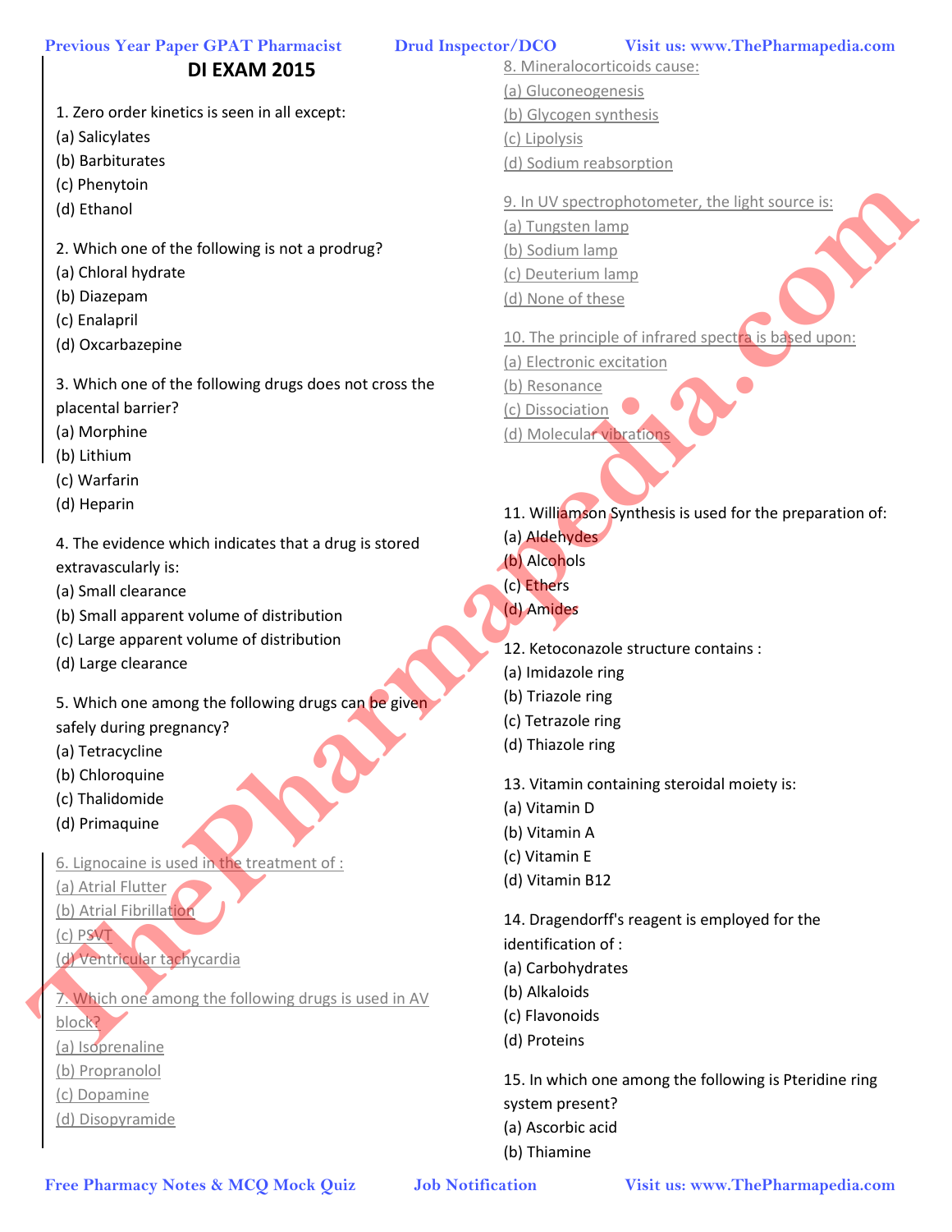# DI EXAM 2015

1. Zero order kinetics is seen in all except:
(a) Salicylates
(b) Barbiturates
(c) Phenytoin
(d) Ethanol

2. Which one of the following is not a prodrug?
(a) Chloral hydrate
(b) Diazepam
(c) Enalapril
(d) Oxcarbazepine

3. Which one of the following drugs does not cross the placental barrier?
(a) Morphine
(b) Lithium
(c) Warfarin
(d) Heparin

4. The evidence which indicates that a drug is stored extravascularly is:
(a) Small clearance
(b) Small apparent volume of distribution
(c) Large apparent volume of distribution
(d) Large clearance

5. Which one among the following drugs can be given safely during pregnancy?
(a) Tetracycline
(b) Chloroquine
(c) Thalidomide
(d) Primaquine

6. Lignocaine is used in the treatment of :
(a) Atrial Flutter
(b) Atrial Fibrillation
(c) PSVT
(d) Ventricular tachycardia

7. Which one among the following drugs is used in AV block?
(a) Isoprenaline
(b) Propranolol
(c) Dopamine
(d) Disopyramide

8. Mineralocorticoids cause:
(a) Gluconeogenesis
(b) Glycogen synthesis
(c) Lipolysis
(d) Sodium reabsorption

9. In UV spectrophotometer, the light source is:
(a) Tungsten lamp
(b) Sodium lamp
(c) Deuterium lamp
(d) None of these

10. The principle of infrared spectra is based upon:
(a) Electronic excitation
(b) Resonance
(c) Dissociation
(d) Molecular vibrations

11. Williamson Synthesis is used for the preparation of:
(a) Aldehydes
(b) Alcohols
(c) Ethers
(d) Amides

12. Ketoconazole structure contains :
(a) Imidazole ring
(b) Triazole ring
(c) Tetrazole ring
(d) Thiazole ring

13. Vitamin containing steroidal moiety is:
(a) Vitamin D
(b) Vitamin A
(c) Vitamin E
(d) Vitamin B12

14. Dragendorff's reagent is employed for the identification of :
(a) Carbohydrates
(b) Alkaloids
(c) Flavonoids
(d) Proteins

15. In which one among the following is Pteridine ring system present?
(a) Ascorbic acid
(b) Thiamine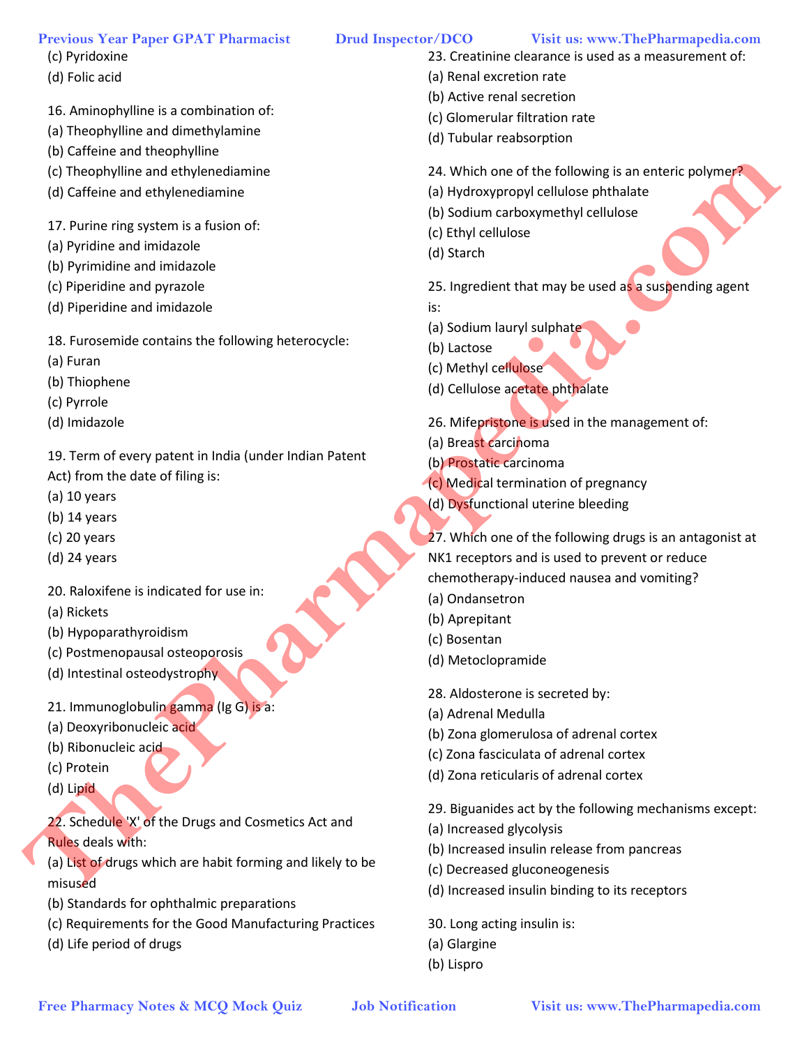(c) Pyridoxine
(d) Folic acid

16. Aminophylline is a combination of:
(a) Theophylline and dimethylamine
(b) Caffeine and theophylline
(c) Theophylline and ethylenediamine
(d) Caffeine and ethylenediamine

17. Purine ring system is a fusion of:
(a) Pyridine and imidazole
(b) Pyrimidine and imidazole
(c) Piperidine and pyrazole
(d) Piperidine and imidazole

18. Furosemide contains the following heterocycle:
(a) Furan
(b) Thiophene
(c) Pyrrole
(d) Imidazole

19. Term of every patent in India (under Indian Patent Act) from the date of filing is:
(a) 10 years
(b) 14 years
(c) 20 years
(d) 24 years

20. Raloxifene is indicated for use in:
(a) Rickets
(b) Hypoparathyroidism
(c) Postmenopausal osteoporosis
(d) Intestinal osteodystrophy

21. Immunoglobulin gamma (Ig G) is a:
(a) Deoxyribonucleic acid
(b) Ribonucleic acid
(c) Protein
(d) Lipid

22. Schedule 'X' of the Drugs and Cosmetics Act and Rules deals with:
(a) List of drugs which are habit forming and likely to be misused
(b) Standards for ophthalmic preparations
(c) Requirements for the Good Manufacturing Practices
(d) Life period of drugs

23. Creatinine clearance is used as a measurement of:
(a) Renal excretion rate
(b) Active renal secretion
(c) Glomerular filtration rate
(d) Tubular reabsorption

24. Which one of the following is an enteric polymer?
(a) Hydroxypropyl cellulose phthalate
(b) Sodium carboxymethyl cellulose
(c) Ethyl cellulose
(d) Starch

25. Ingredient that may be used as a suspending agent is:
(a) Sodium lauryl sulphate
(b) Lactose
(c) Methyl cellulose
(d) Cellulose acetate phthalate

26. Mifepristone is used in the management of:
(a) Breast carcinoma
(b) Prostatic carcinoma
(c) Medical termination of pregnancy
(d) Dysfunctional uterine bleeding

27. Which one of the following drugs is an antagonist at NK1 receptors and is used to prevent or reduce chemotherapy-induced nausea and vomiting?
(a) Ondansetron
(b) Aprepitant
(c) Bosentan
(d) Metoclopramide

28. Aldosterone is secreted by:
(a) Adrenal Medulla
(b) Zona glomerulosa of adrenal cortex
(c) Zona fasciculata of adrenal cortex
(d) Zona reticularis of adrenal cortex

29. Biguanides act by the following mechanisms except:
(a) Increased glycolysis
(b) Increased insulin release from pancreas
(c) Decreased gluconeogenesis
(d) Increased insulin binding to its receptors

30. Long acting insulin is:
(a) Glargine
(b) Lispro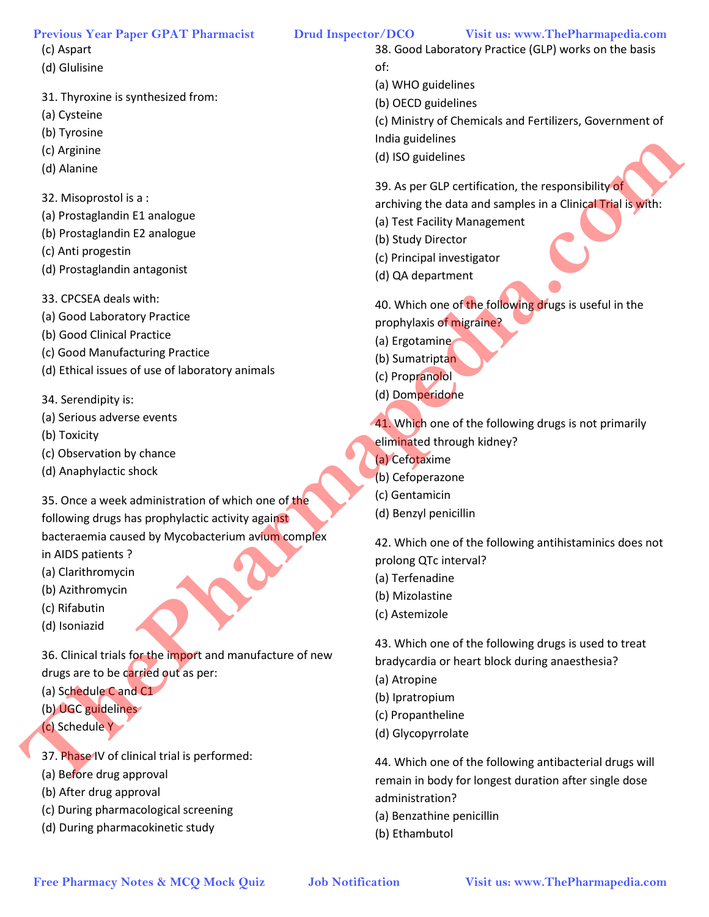(c) Aspart
(d) Glulisine

31. Thyroxine is synthesized from:
(a) Cysteine
(b) Tyrosine
(c) Arginine
(d) Alanine

32. Misoprostol is a :
(a) Prostaglandin E1 analogue
(b) Prostaglandin E2 analogue
(c) Anti progestin
(d) Prostaglandin antagonist

33. CPCSEA deals with:
(a) Good Laboratory Practice
(b) Good Clinical Practice
(c) Good Manufacturing Practice
(d) Ethical issues of use of laboratory animals

34. Serendipity is:
(a) Serious adverse events
(b) Toxicity
(c) Observation by chance
(d) Anaphylactic shock

35. Once a week administration of which one of the following drugs has prophylactic activity against bacteraemia caused by Mycobacterium avium complex in AIDS patients ?
(a) Clarithromycin
(b) Azithromycin
(c) Rifabutin
(d) Isoniazid

36. Clinical trials for the import and manufacture of new drugs are to be carried out as per:
(a) Schedule C and C1
(b) UGC guidelines
(c) Schedule Y

37. Phase IV of clinical trial is performed:
(a) Before drug approval
(b) After drug approval
(c) During pharmacological screening
(d) During pharmacokinetic study

38. Good Laboratory Practice (GLP) works on the basis of:
(a) WHO guidelines
(b) OECD guidelines
(c) Ministry of Chemicals and Fertilizers, Government of India guidelines
(d) ISO guidelines

39. As per GLP certification, the responsibility of archiving the data and samples in a Clinical Trial is with:
(a) Test Facility Management
(b) Study Director
(c) Principal investigator
(d) QA department

40. Which one of the following drugs is useful in the prophylaxis of migraine?
(a) Ergotamine
(b) Sumatriptan
(c) Propranolol
(d) Domperidone

41. Which one of the following drugs is not primarily eliminated through kidney?
(a) Cefotaxime
(b) Cefoperazone
(c) Gentamicin
(d) Benzyl penicillin

42. Which one of the following antihistaminics does not prolong QTc interval?
(a) Terfenadine
(b) Mizolastine
(c) Astemizole

43. Which one of the following drugs is used to treat bradycardia or heart block during anaesthesia?
(a) Atropine
(b) Ipratropium
(c) Propantheline
(d) Glycopyrrolate

44. Which one of the following antibacterial drugs will remain in body for longest duration after single dose administration?
(a) Benzathine penicillin
(b) Ethambutol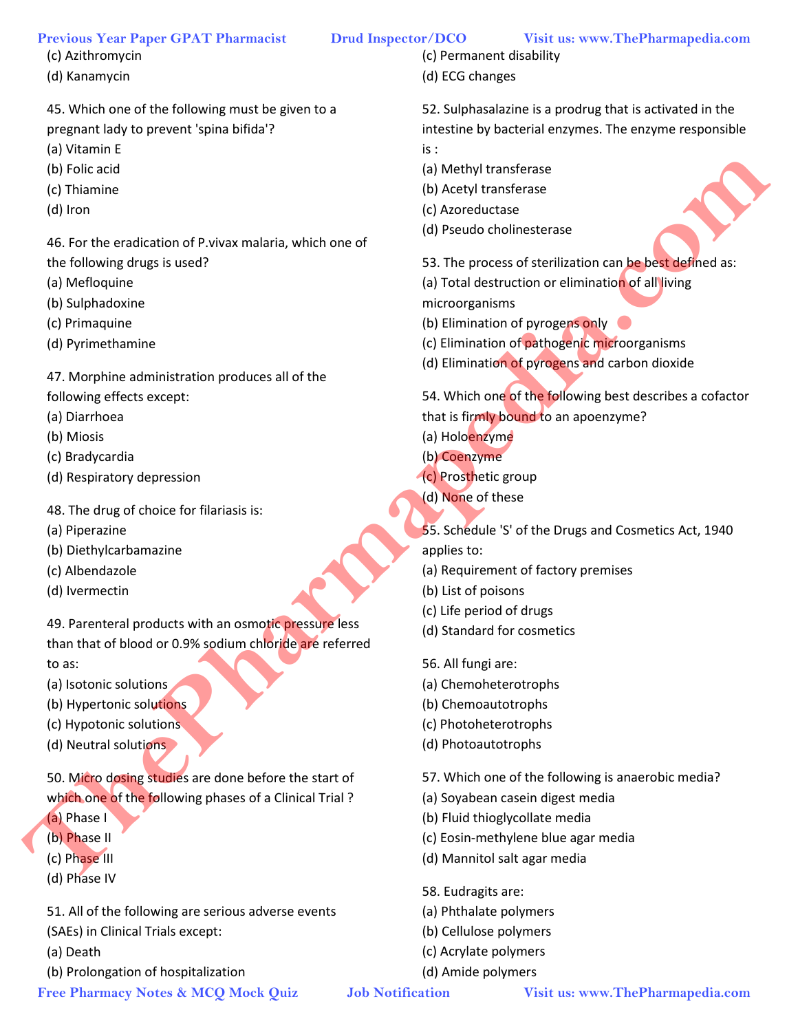(c) Azithromycin
(d) Kanamycin

45. Which one of the following must be given to a pregnant lady to prevent 'spina bifida'?
(a) Vitamin E
(b) Folic acid
(c) Thiamine
(d) Iron

46. For the eradication of P.vivax malaria, which one of the following drugs is used?
(a) Mefloquine
(b) Sulphadoxine
(c) Primaquine
(d) Pyrimethamine

47. Morphine administration produces all of the following effects except:
(a) Diarrhoea
(b) Miosis
(c) Bradycardia
(d) Respiratory depression

48. The drug of choice for filariasis is:
(a) Piperazine
(b) Diethylcarbamazine
(c) Albendazole
(d) Ivermectin

49. Parenteral products with an osmotic pressure less than that of blood or 0.9% sodium chloride are referred to as:
(a) Isotonic solutions
(b) Hypertonic solutions
(c) Hypotonic solutions
(d) Neutral solutions

50. Micro dosing studies are done before the start of which one of the following phases of a Clinical Trial ?
(a) Phase I
(b) Phase II
(c) Phase III
(d) Phase IV

51. All of the following are serious adverse events (SAEs) in Clinical Trials except:
(a) Death
(b) Prolongation of hospitalization
(c) Permanent disability
(d) ECG changes

52. Sulphasalazine is a prodrug that is activated in the intestine by bacterial enzymes. The enzyme responsible is :
(a) Methyl transferase
(b) Acetyl transferase
(c) Azoreductase
(d) Pseudo cholinesterase

53. The process of sterilization can be best defined as:
(a) Total destruction or elimination of all living microorganisms
(b) Elimination of pyrogens only
(c) Elimination of pathogenic microorganisms
(d) Elimination of pyrogens and carbon dioxide

54. Which one of the following best describes a cofactor that is firmly bound to an apoenzyme?
(a) Holoenzyme
(b) Coenzyme
(c) Prosthetic group
(d) None of these

55. Schedule 'S' of the Drugs and Cosmetics Act, 1940 applies to:
(a) Requirement of factory premises
(b) List of poisons
(c) Life period of drugs
(d) Standard for cosmetics

56. All fungi are:
(a) Chemoheterotrophs
(b) Chemoautotrophs
(c) Photoheterotrophs
(d) Photoautotrophs

57. Which one of the following is anaerobic media?
(a) Soyabean casein digest media
(b) Fluid thioglycollate media
(c) Eosin-methylene blue agar media
(d) Mannitol salt agar media

58. Eudragits are:
(a) Phthalate polymers
(b) Cellulose polymers
(c) Acrylate polymers
(d) Amide polymers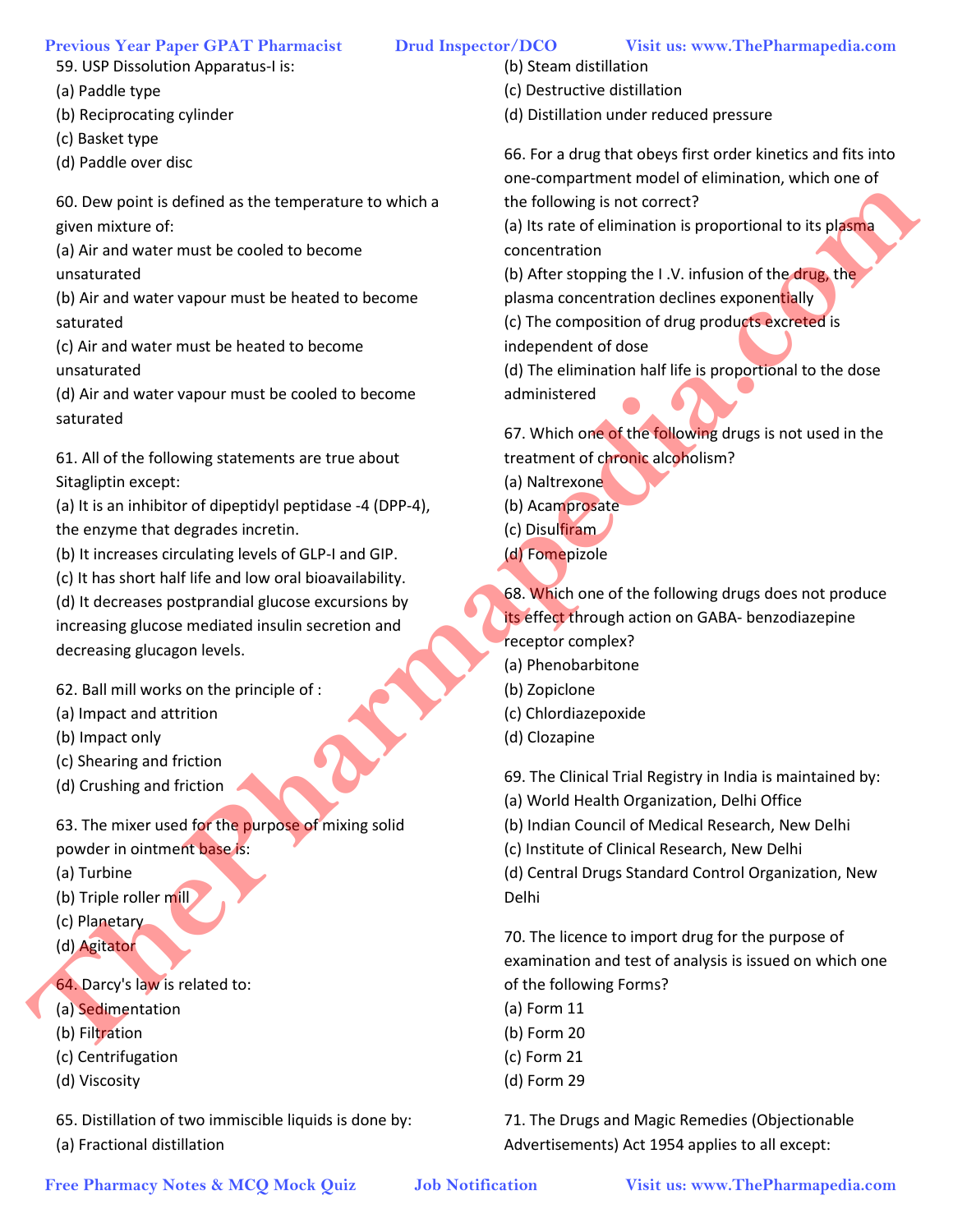59. USP Dissolution Apparatus-I is:
(a) Paddle type
(b) Reciprocating cylinder
(c) Basket type
(d) Paddle over disc

60. Dew point is defined as the temperature to which a given mixture of:
(a) Air and water must be cooled to become unsaturated
(b) Air and water vapour must be heated to become saturated
(c) Air and water must be heated to become unsaturated
(d) Air and water vapour must be cooled to become saturated

61. All of the following statements are true about Sitagliptin except:
(a) It is an inhibitor of dipeptidyl peptidase -4 (DPP-4), the enzyme that degrades incretin.
(b) It increases circulating levels of GLP-I and GIP.
(c) It has short half life and low oral bioavailability.
(d) It decreases postprandial glucose excursions by increasing glucose mediated insulin secretion and decreasing glucagon levels.

62. Ball mill works on the principle of :
(a) Impact and attrition
(b) Impact only
(c) Shearing and friction
(d) Crushing and friction

63. The mixer used for the purpose of mixing solid powder in ointment base is:
(a) Turbine
(b) Triple roller mill
(c) Planetary
(d) Agitator

64. Darcy's law is related to:
(a) Sedimentation
(b) Filtration
(c) Centrifugation
(d) Viscosity

65. Distillation of two immiscible liquids is done by:
(a) Fractional distillation
(b) Steam distillation
(c) Destructive distillation
(d) Distillation under reduced pressure

66. For a drug that obeys first order kinetics and fits into one-compartment model of elimination, which one of the following is not correct?
(a) Its rate of elimination is proportional to its plasma concentration
(b) After stopping the I .V. infusion of the drug, the plasma concentration declines exponentially
(c) The composition of drug products excreted is independent of dose
(d) The elimination half life is proportional to the dose administered

67. Which one of the following drugs is not used in the treatment of chronic alcoholism?
(a) Naltrexone
(b) Acamprosate
(c) Disulfiram
(d) Fomepizole

68. Which one of the following drugs does not produce its effect through action on GABA- benzodiazepine receptor complex?
(a) Phenobarbitone
(b) Zopiclone
(c) Chlordiazepoxide
(d) Clozapine

69. The Clinical Trial Registry in India is maintained by:
(a) World Health Organization, Delhi Office
(b) Indian Council of Medical Research, New Delhi
(c) Institute of Clinical Research, New Delhi
(d) Central Drugs Standard Control Organization, New Delhi

70. The licence to import drug for the purpose of examination and test of analysis is issued on which one of the following Forms?
(a) Form 11
(b) Form 20
(c) Form 21
(d) Form 29

71. The Drugs and Magic Remedies (Objectionable Advertisements) Act 1954 applies to all except: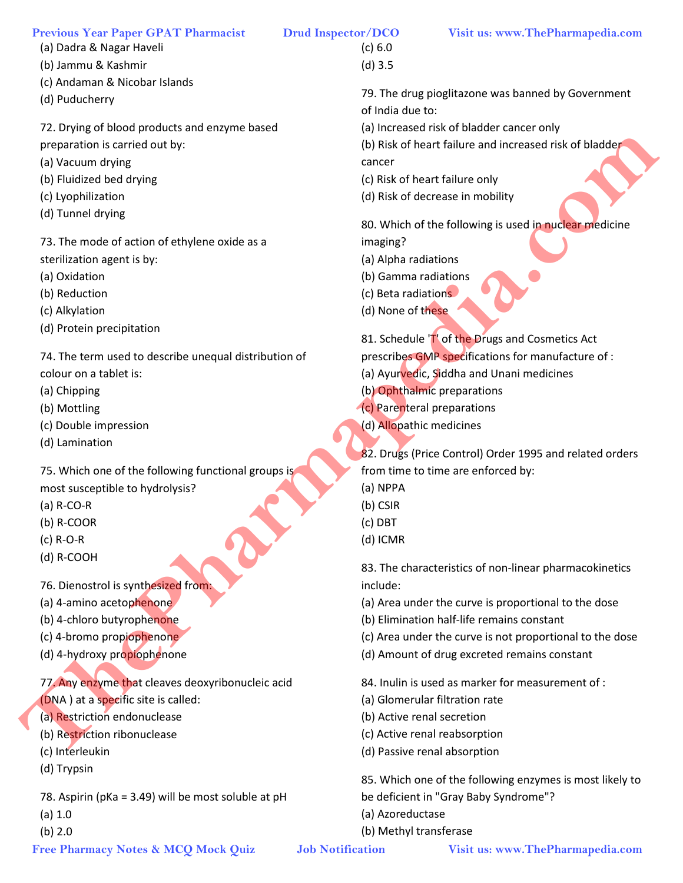(a) Dadra & Nagar Haveli
(b) Jammu & Kashmir
(c) Andaman & Nicobar Islands
(d) Puducherry

72. Drying of blood products and enzyme based preparation is carried out by:
(a) Vacuum drying
(b) Fluidized bed drying
(c) Lyophilization
(d) Tunnel drying

73. The mode of action of ethylene oxide as a sterilization agent is by:
(a) Oxidation
(b) Reduction
(c) Alkylation
(d) Protein precipitation

74. The term used to describe unequal distribution of colour on a tablet is:
(a) Chipping
(b) Mottling
(c) Double impression
(d) Lamination

75. Which one of the following functional groups is most susceptible to hydrolysis?
(a) R-CO-R
(b) R-COOR
(c) R-O-R
(d) R-COOH

76. Dienostrol is synthesized from:
(a) 4-amino acetophenone
(b) 4-chloro butyrophenone
(c) 4-bromo propiophenone
(d) 4-hydroxy propiophenone

77. Any enzyme that cleaves deoxyribonucleic acid (DNA ) at a specific site is called:
(a) Restriction endonuclease
(b) Restriction ribonuclease
(c) Interleukin
(d) Trypsin

78. Aspirin (pKa = 3.49) will be most soluble at pH
(a) 1.0
(b) 2.0
(c) 6.0
(d) 3.5

79. The drug pioglitazone was banned by Government of India due to:
(a) Increased risk of bladder cancer only
(b) Risk of heart failure and increased risk of bladder cancer
(c) Risk of heart failure only
(d) Risk of decrease in mobility

80. Which of the following is used in nuclear medicine imaging?
(a) Alpha radiations
(b) Gamma radiations
(c) Beta radiations
(d) None of these

81. Schedule 'T' of the Drugs and Cosmetics Act prescribes GMP specifications for manufacture of :
(a) Ayurvedic, Siddha and Unani medicines
(b) Ophthalmic preparations
(c) Parenteral preparations
(d) Allopathic medicines

82. Drugs (Price Control) Order 1995 and related orders from time to time are enforced by:
(a) NPPA
(b) CSIR
(c) DBT
(d) ICMR

83. The characteristics of non-linear pharmacokinetics include:
(a) Area under the curve is proportional to the dose
(b) Elimination half-life remains constant
(c) Area under the curve is not proportional to the dose
(d) Amount of drug excreted remains constant

84. Inulin is used as marker for measurement of :
(a) Glomerular filtration rate
(b) Active renal secretion
(c) Active renal reabsorption
(d) Passive renal absorption

85. Which one of the following enzymes is most likely to be deficient in "Gray Baby Syndrome"?
(a) Azoreductase
(b) Methyl transferase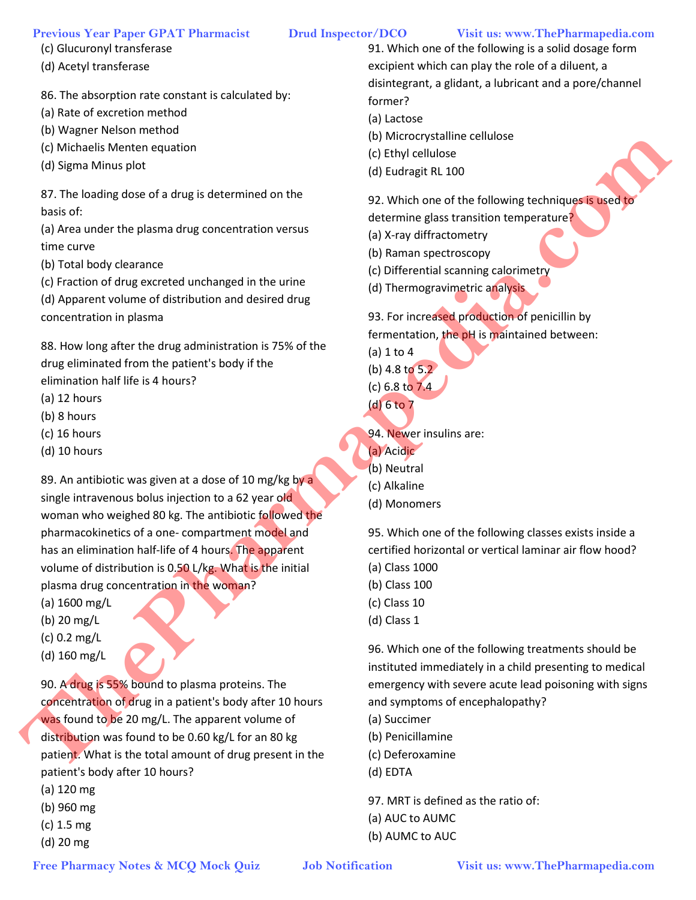(c) Glucuronyl transferase
(d) Acetyl transferase

86. The absorption rate constant is calculated by:
(a) Rate of excretion method
(b) Wagner Nelson method
(c) Michaelis Menten equation
(d) Sigma Minus plot

87. The loading dose of a drug is determined on the basis of:
(a) Area under the plasma drug concentration versus time curve
(b) Total body clearance
(c) Fraction of drug excreted unchanged in the urine
(d) Apparent volume of distribution and desired drug concentration in plasma

88. How long after the drug administration is 75% of the drug eliminated from the patient's body if the elimination half life is 4 hours?
(a) 12 hours
(b) 8 hours
(c) 16 hours
(d) 10 hours

89. An antibiotic was given at a dose of 10 mg/kg by a single intravenous bolus injection to a 62 year old woman who weighed 80 kg. The antibiotic followed the pharmacokinetics of a one- compartment model and has an elimination half-life of 4 hours. The apparent volume of distribution is 0.50 L/kg. What is the initial plasma drug concentration in the woman?
(a) 1600 mg/L
(b) 20 mg/L
(c) 0.2 mg/L
(d) 160 mg/L

90. A drug is 55% bound to plasma proteins. The concentration of drug in a patient's body after 10 hours was found to be 20 mg/L. The apparent volume of distribution was found to be 0.60 kg/L for an 80 kg patient. What is the total amount of drug present in the patient's body after 10 hours?
(a) 120 mg
(b) 960 mg
(c) 1.5 mg
(d) 20 mg

91. Which one of the following is a solid dosage form excipient which can play the role of a diluent, a disintegrant, a glidant, a lubricant and a pore/channel former?
(a) Lactose
(b) Microcrystalline cellulose
(c) Ethyl cellulose
(d) Eudragit RL 100

92. Which one of the following techniques is used to determine glass transition temperature?
(a) X-ray diffractometry
(b) Raman spectroscopy
(c) Differential scanning calorimetry
(d) Thermogravimetric analysis

93. For increased production of penicillin by fermentation, the pH is maintained between:
(a) 1 to 4
(b) 4.8 to 5.2
(c) 6.8 to 7.4
(d) 6 to 7

94. Newer insulins are:
(a) Acidic
(b) Neutral
(c) Alkaline
(d) Monomers

95. Which one of the following classes exists inside a certified horizontal or vertical laminar air flow hood?
(a) Class 1000
(b) Class 100
(c) Class 10
(d) Class 1

96. Which one of the following treatments should be instituted immediately in a child presenting to medical emergency with severe acute lead poisoning with signs and symptoms of encephalopathy?
(a) Succimer
(b) Penicillamine
(c) Deferoxamine
(d) EDTA

97. MRT is defined as the ratio of:
(a) AUC to AUMC
(b) AUMC to AUC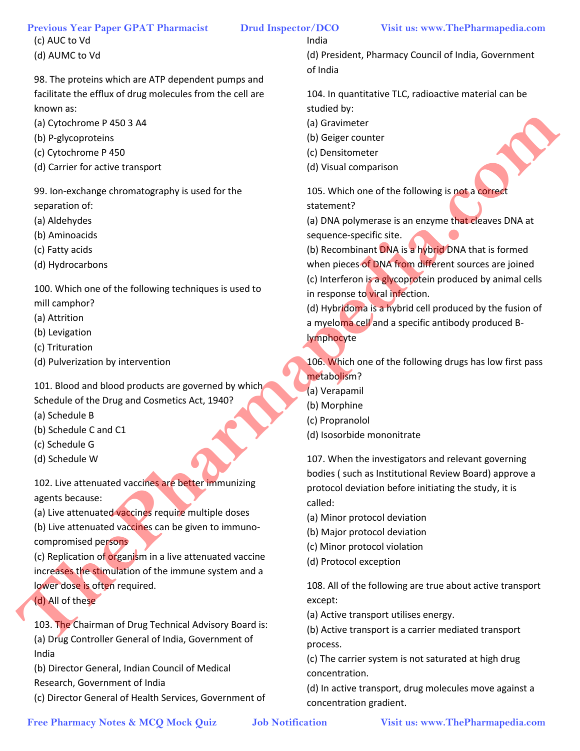(c) AUC to Vd
(d) AUMC to Vd

98. The proteins which are ATP dependent pumps and facilitate the efflux of drug molecules from the cell are known as:
(a) Cytochrome P 450 3 A4
(b) P-glycoproteins
(c) Cytochrome P 450
(d) Carrier for active transport

99. Ion-exchange chromatography is used for the separation of:
(a) Aldehydes
(b) Aminoacids
(c) Fatty acids
(d) Hydrocarbons

100. Which one of the following techniques is used to mill camphor?
(a) Attrition
(b) Levigation
(c) Trituration
(d) Pulverization by intervention

101. Blood and blood products are governed by which Schedule of the Drug and Cosmetics Act, 1940?
(a) Schedule B
(b) Schedule C and C1
(c) Schedule G
(d) Schedule W

102. Live attenuated vaccines are better immunizing agents because:
(a) Live attenuated vaccines require multiple doses
(b) Live attenuated vaccines can be given to immuno-compromised persons
(c) Replication of organism in a live attenuated vaccine increases the stimulation of the immune system and a lower dose is often required.
(d) All of these

103. The Chairman of Drug Technical Advisory Board is:
(a) Drug Controller General of India, Government of India
(b) Director General, Indian Council of Medical Research, Government of India
(c) Director General of Health Services, Government of India
(d) President, Pharmacy Council of India, Government of India

104. In quantitative TLC, radioactive material can be studied by:
(a) Gravimeter
(b) Geiger counter
(c) Densitometer
(d) Visual comparison

105. Which one of the following is not a correct statement?
(a) DNA polymerase is an enzyme that cleaves DNA at sequence-specific site.
(b) Recombinant DNA is a hybrid DNA that is formed when pieces of DNA from different sources are joined
(c) Interferon is a glycoprotein produced by animal cells in response to viral infection.
(d) Hybridoma is a hybrid cell produced by the fusion of a myeloma cell and a specific antibody produced B-lymphocyte

106. Which one of the following drugs has low first pass metabolism?
(a) Verapamil
(b) Morphine
(c) Propranolol
(d) Isosorbide mononitrate

107. When the investigators and relevant governing bodies ( such as Institutional Review Board) approve a protocol deviation before initiating the study, it is called:
(a) Minor protocol deviation
(b) Major protocol deviation
(c) Minor protocol violation
(d) Protocol exception

108. All of the following are true about active transport except:
(a) Active transport utilises energy.
(b) Active transport is a carrier mediated transport process.
(c) The carrier system is not saturated at high drug concentration.
(d) In active transport, drug molecules move against a concentration gradient.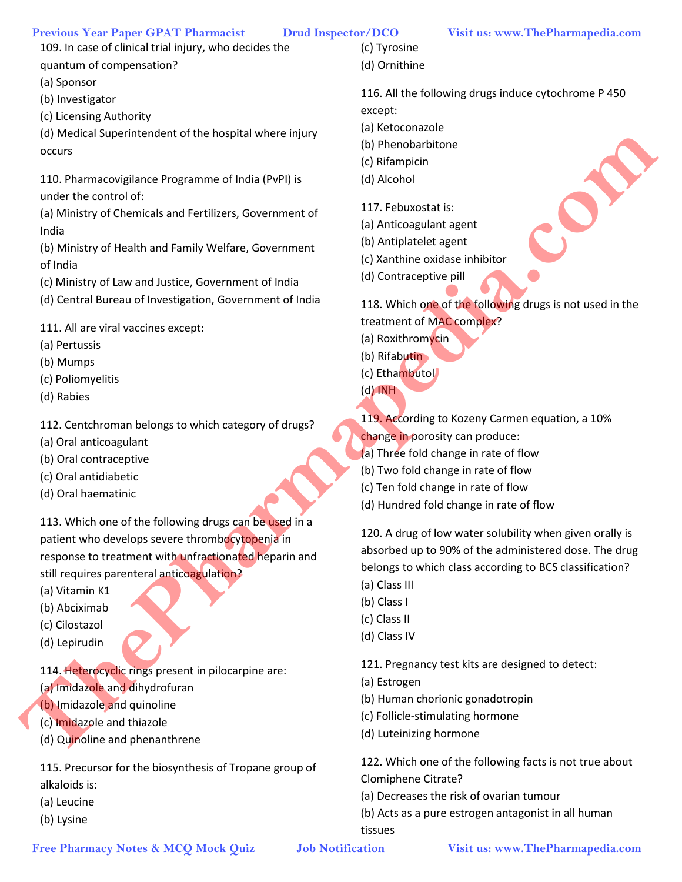109. In case of clinical trial injury, who decides the quantum of compensation?
(a) Sponsor
(b) Investigator
(c) Licensing Authority
(d) Medical Superintendent of the hospital where injury occurs

110. Pharmacovigilance Programme of India (PvPI) is under the control of:
(a) Ministry of Chemicals and Fertilizers, Government of India
(b) Ministry of Health and Family Welfare, Government of India
(c) Ministry of Law and Justice, Government of India
(d) Central Bureau of Investigation, Government of India

111. All are viral vaccines except:
(a) Pertussis
(b) Mumps
(c) Poliomyelitis
(d) Rabies

112. Centchroman belongs to which category of drugs?
(a) Oral anticoagulant
(b) Oral contraceptive
(c) Oral antidiabetic
(d) Oral haematinic

113. Which one of the following drugs can be used in a patient who develops severe thrombocytopenia in response to treatment with unfractionated heparin and still requires parenteral anticoagulation?
(a) Vitamin K1
(b) Abciximab
(c) Cilostazol
(d) Lepirudin

114. Heterocyclic rings present in pilocarpine are:
(a) Imidazole and dihydrofuran
(b) Imidazole and quinoline
(c) Imidazole and thiazole
(d) Quinoline and phenanthrene

115. Precursor for the biosynthesis of Tropane group of alkaloids is:
(a) Leucine
(b) Lysine
(c) Tyrosine
(d) Ornithine

116. All the following drugs induce cytochrome P 450 except:
(a) Ketoconazole
(b) Phenobarbitone
(c) Rifampicin
(d) Alcohol

117. Febuxostat is:
(a) Anticoagulant agent
(b) Antiplatelet agent
(c) Xanthine oxidase inhibitor
(d) Contraceptive pill

118. Which one of the following drugs is not used in the treatment of MAC complex?
(a) Roxithromycin
(b) Rifabutin
(c) Ethambutol
(d) INH

119. According to Kozeny Carmen equation, a 10% change in porosity can produce:
(a) Three fold change in rate of flow
(b) Two fold change in rate of flow
(c) Ten fold change in rate of flow
(d) Hundred fold change in rate of flow

120. A drug of low water solubility when given orally is absorbed up to 90% of the administered dose. The drug belongs to which class according to BCS classification?
(a) Class III
(b) Class I
(c) Class II
(d) Class IV

121. Pregnancy test kits are designed to detect:
(a) Estrogen
(b) Human chorionic gonadotropin
(c) Follicle-stimulating hormone
(d) Luteinizing hormone

122. Which one of the following facts is not true about Clomiphene Citrate?
(a) Decreases the risk of ovarian tumour
(b) Acts as a pure estrogen antagonist in all human tissues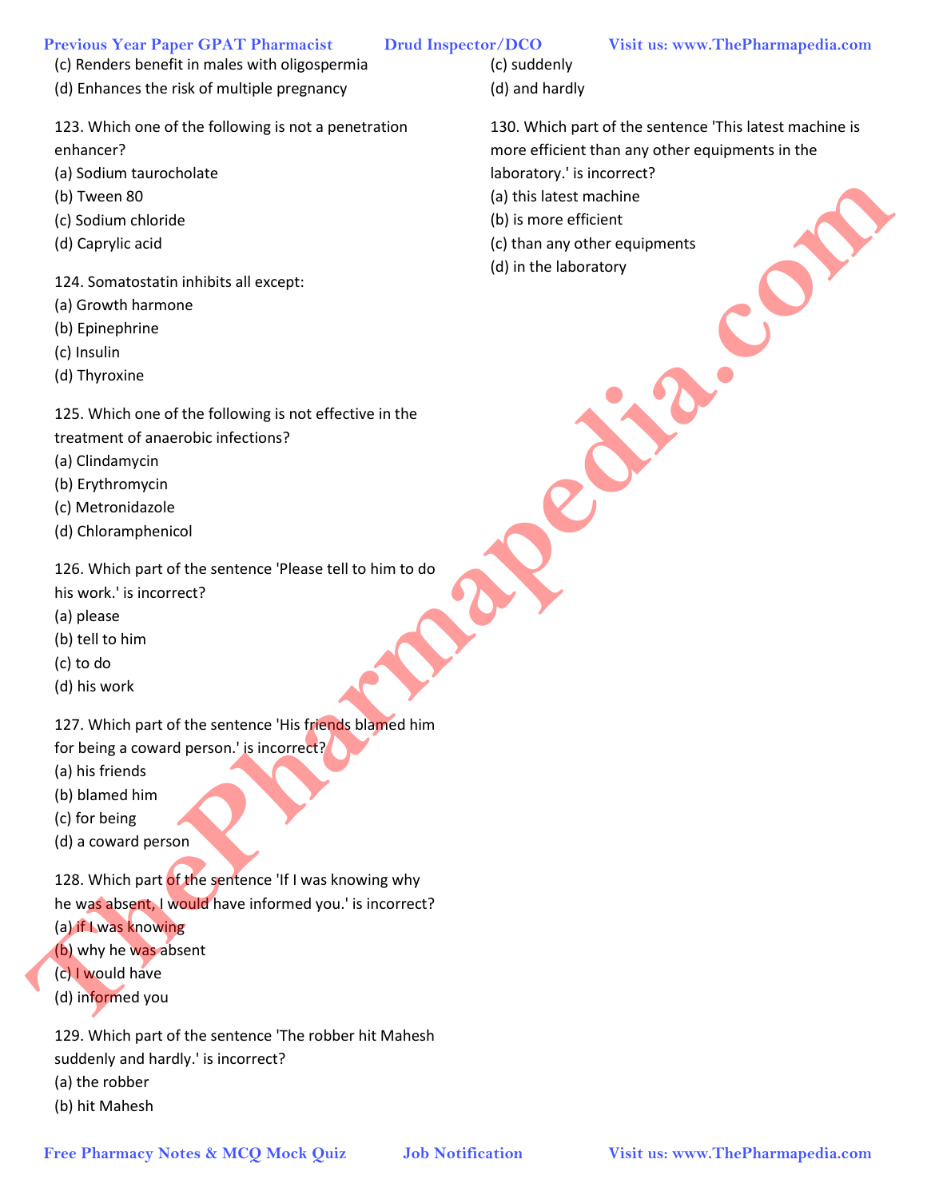(c) Renders benefit in males with oligospermia
(d) Enhances the risk of multiple pregnancy

123. Which one of the following is not a penetration enhancer?
(a) Sodium taurocholate
(b) Tween 80
(c) Sodium chloride
(d) Caprylic acid

124. Somatostatin inhibits all except:
(a) Growth harmone
(b) Epinephrine
(c) Insulin
(d) Thyroxine

125. Which one of the following is not effective in the treatment of anaerobic infections?
(a) Clindamycin
(b) Erythromycin
(c) Metronidazole
(d) Chloramphenicol

126. Which part of the sentence 'Please tell to him to do his work.' is incorrect?
(a) please
(b) tell to him
(c) to do
(d) his work

127. Which part of the sentence 'His friends blamed him for being a coward person.' is incorrect?
(a) his friends
(b) blamed him
(c) for being
(d) a coward person

128. Which part of the sentence 'If I was knowing why he was absent, I would have informed you.' is incorrect?
(a) if I was knowing
(b) why he was absent
(c) I would have
(d) informed you

129. Which part of the sentence 'The robber hit Mahesh suddenly and hardly.' is incorrect?
(a) the robber
(b) hit Mahesh
(c) suddenly
(d) and hardly

130. Which part of the sentence 'This latest machine is more efficient than any other equipments in the laboratory.' is incorrect?
(a) this latest machine
(b) is more efficient
(c) than any other equipments
(d) in the laboratory